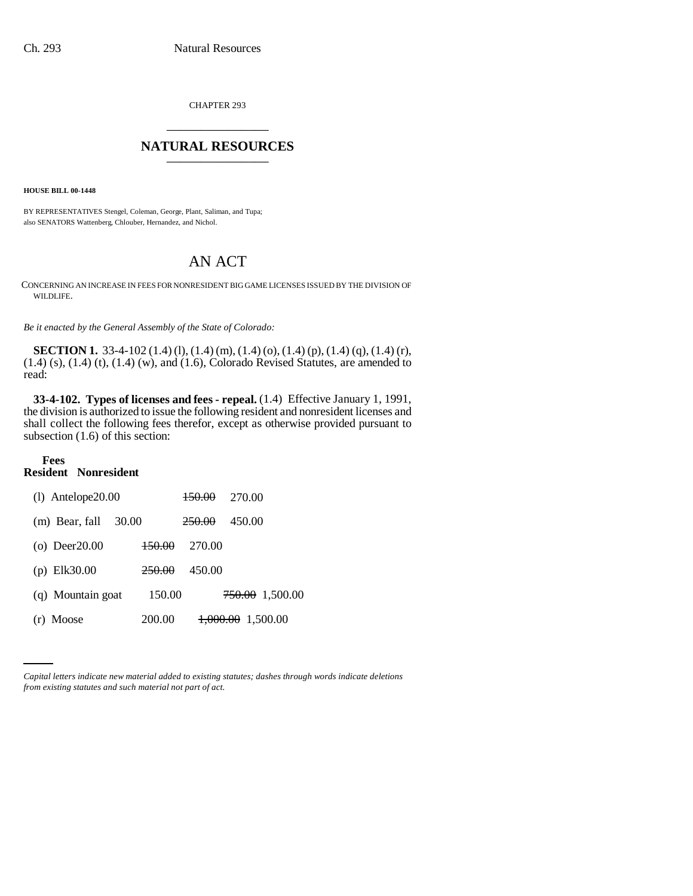CHAPTER 293

# NATURAL RESOURCES

**HOUSE BILL 00-1448**

BY REPRESENTATIVES Stengel, Coleman, George, Plant, Saliman, and Tupa;
also SENATORS Wattenberg, Chlouber, Hernandez, and Nichol.

## AN ACT

CONCERNING AN INCREASE IN FEES FOR NONRESIDENT BIG GAME LICENSES ISSUED BY THE DIVISION OF WILDLIFE.

*Be it enacted by the General Assembly of the State of Colorado:*

**SECTION 1.** 33-4-102 (1.4) (l), (1.4) (m), (1.4) (o), (1.4) (p), (1.4) (q), (1.4) (r), (1.4) (s), (1.4) (t), (1.4) (w), and (1.6), Colorado Revised Statutes, are amended to read:

**33-4-102. Types of licenses and fees - repeal.** (1.4) Effective January 1, 1991, the division is authorized to issue the following resident and nonresident licenses and shall collect the following fees therefor, except as otherwise provided pursuant to subsection (1.6) of this section:

| | Fees Resident | Nonresident |
|---|---|---|
| (l) Antelope | 20.00 | ~~150.00~~ 270.00 |
| (m) Bear, fall | 30.00 | ~~250.00~~ 450.00 |
| (o) Deer | 20.00 | ~~150.00~~ 270.00 |
| (p) Elk | 30.00 | ~~250.00~~ 450.00 |
| (q) Mountain goat | 150.00 | ~~750.00~~ 1,500.00 |
| (r) Moose | 200.00 | ~~1,000.00~~ 1,500.00 |

*Capital letters indicate new material added to existing statutes; dashes through words indicate deletions from existing statutes and such material not part of act.*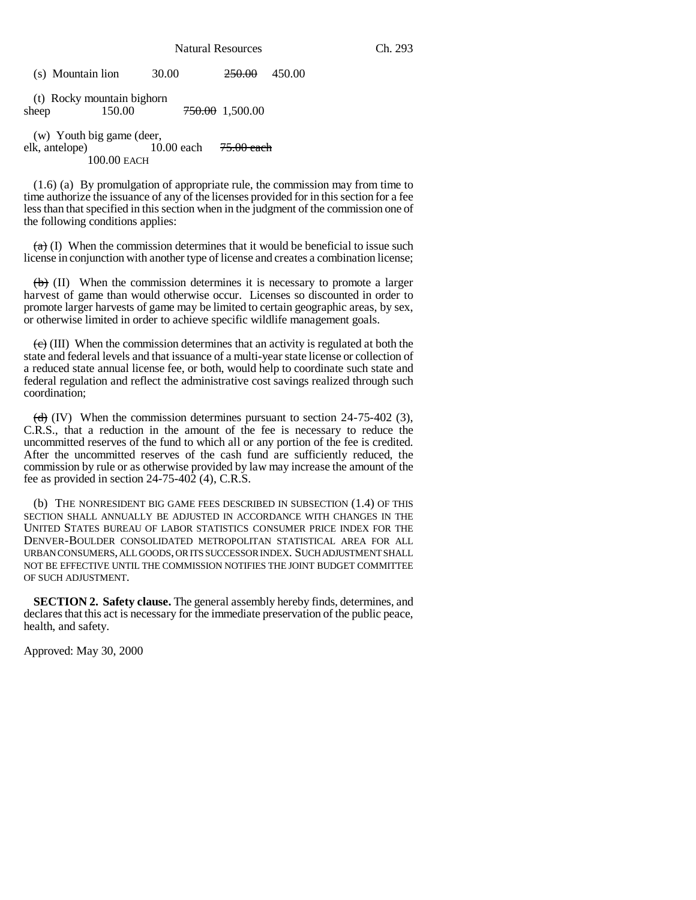(s) Mountain lion 30.00 ~~250.00~~ 450.00

(t) Rocky mountain bighorn sheep 150.00 ~~750.00~~ 1,500.00

(w) Youth big game (deer, elk, antelope) 10.00 each ~~75.00 each~~ 100.00 EACH

(1.6) (a) By promulgation of appropriate rule, the commission may from time to time authorize the issuance of any of the licenses provided for in this section for a fee less than that specified in this section when in the judgment of the commission one of the following conditions applies:

~~(a)~~ (I) When the commission determines that it would be beneficial to issue such license in conjunction with another type of license and creates a combination license;

~~(b)~~ (II) When the commission determines it is necessary to promote a larger harvest of game than would otherwise occur. Licenses so discounted in order to promote larger harvests of game may be limited to certain geographic areas, by sex, or otherwise limited in order to achieve specific wildlife management goals.

~~(c)~~ (III) When the commission determines that an activity is regulated at both the state and federal levels and that issuance of a multi-year state license or collection of a reduced state annual license fee, or both, would help to coordinate such state and federal regulation and reflect the administrative cost savings realized through such coordination;

~~(d)~~ (IV) When the commission determines pursuant to section 24-75-402 (3), C.R.S., that a reduction in the amount of the fee is necessary to reduce the uncommitted reserves of the fund to which all or any portion of the fee is credited. After the uncommitted reserves of the cash fund are sufficiently reduced, the commission by rule or as otherwise provided by law may increase the amount of the fee as provided in section 24-75-402 (4), C.R.S.

(b) THE NONRESIDENT BIG GAME FEES DESCRIBED IN SUBSECTION (1.4) OF THIS SECTION SHALL ANNUALLY BE ADJUSTED IN ACCORDANCE WITH CHANGES IN THE UNITED STATES BUREAU OF LABOR STATISTICS CONSUMER PRICE INDEX FOR THE DENVER-BOULDER CONSOLIDATED METROPOLITAN STATISTICAL AREA FOR ALL URBAN CONSUMERS, ALL GOODS, OR ITS SUCCESSOR INDEX. SUCH ADJUSTMENT SHALL NOT BE EFFECTIVE UNTIL THE COMMISSION NOTIFIES THE JOINT BUDGET COMMITTEE OF SUCH ADJUSTMENT.

**SECTION 2. Safety clause.** The general assembly hereby finds, determines, and declares that this act is necessary for the immediate preservation of the public peace, health, and safety.

Approved: May 30, 2000